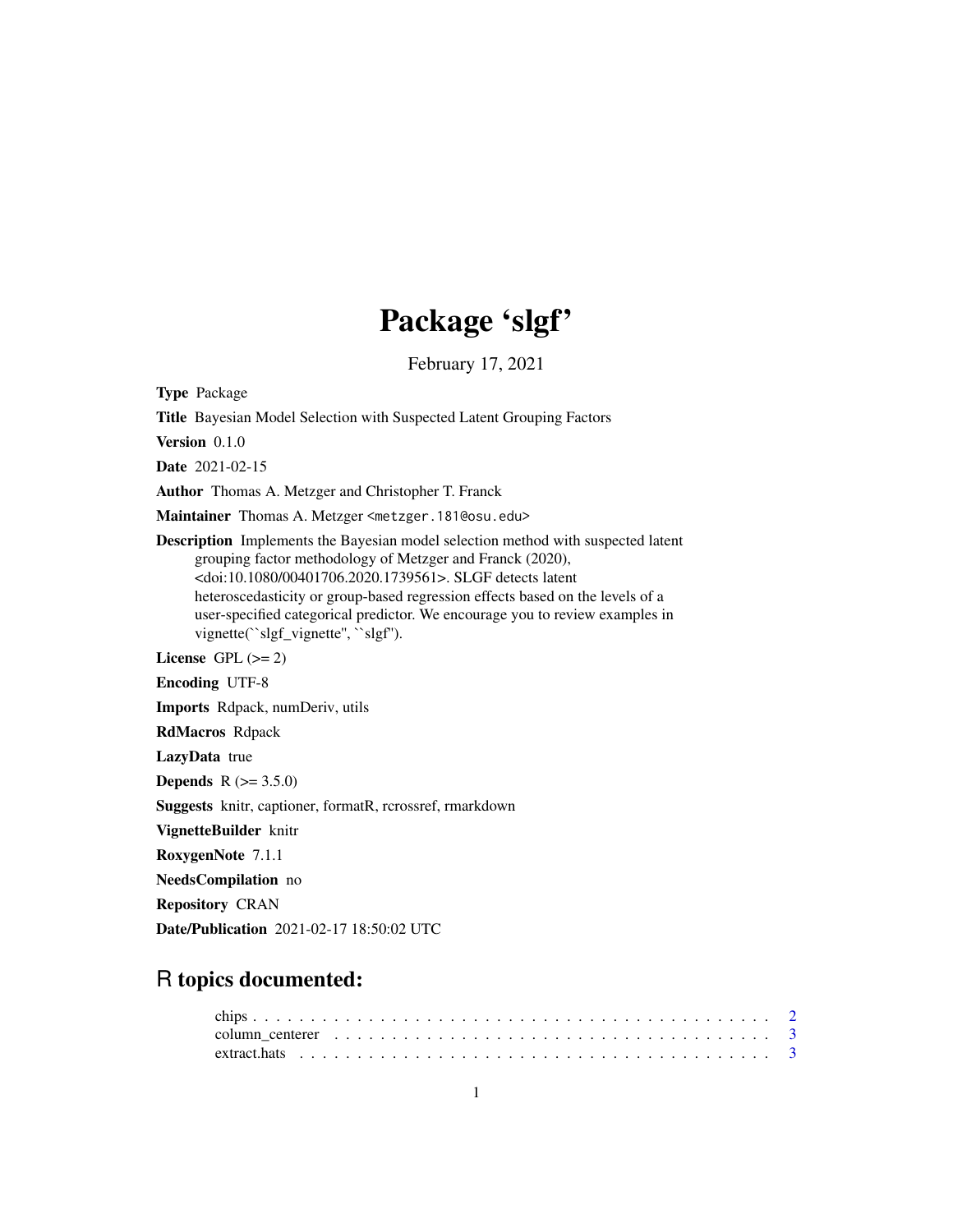# Package 'slgf'

February 17, 2021

**Type** Package

**Title** Bayesian Model Selection with Suspected Latent Grouping Factors

**Version** 0.1.0

**Date** 2021-02-15

**Author** Thomas A. Metzger and Christopher T. Franck

**Maintainer** Thomas A. Metzger <metzger.181@osu.edu>

**Description** Implements the Bayesian model selection method with suspected latent grouping factor methodology of Metzger and Franck (2020), <doi:10.1080/00401706.2020.1739561>. SLGF detects latent heteroscedasticity or group-based regression effects based on the levels of a user-specified categorical predictor. We encourage you to review examples in vignette(``slgf_vignette'', ``slgf'').

**License** GPL (>= 2)

**Encoding** UTF-8

**Imports** Rdpack, numDeriv, utils

**RdMacros** Rdpack

**LazyData** true

**Depends** R (>= 3.5.0)

**Suggests** knitr, captioner, formatR, rcrossref, rmarkdown

**VignetteBuilder** knitr

**RoxygenNote** 7.1.1

**NeedsCompilation** no

**Repository** CRAN

**Date/Publication** 2021-02-17 18:50:02 UTC

## R topics documented:

chips . . . . . . . . . . . . . . . . . . . . . . . . . . . . . . . . . . . . . . . . . . . . 2
column_centerer . . . . . . . . . . . . . . . . . . . . . . . . . . . . . . . . . . . . . . 3
extract.hats . . . . . . . . . . . . . . . . . . . . . . . . . . . . . . . . . . . . . . . . 3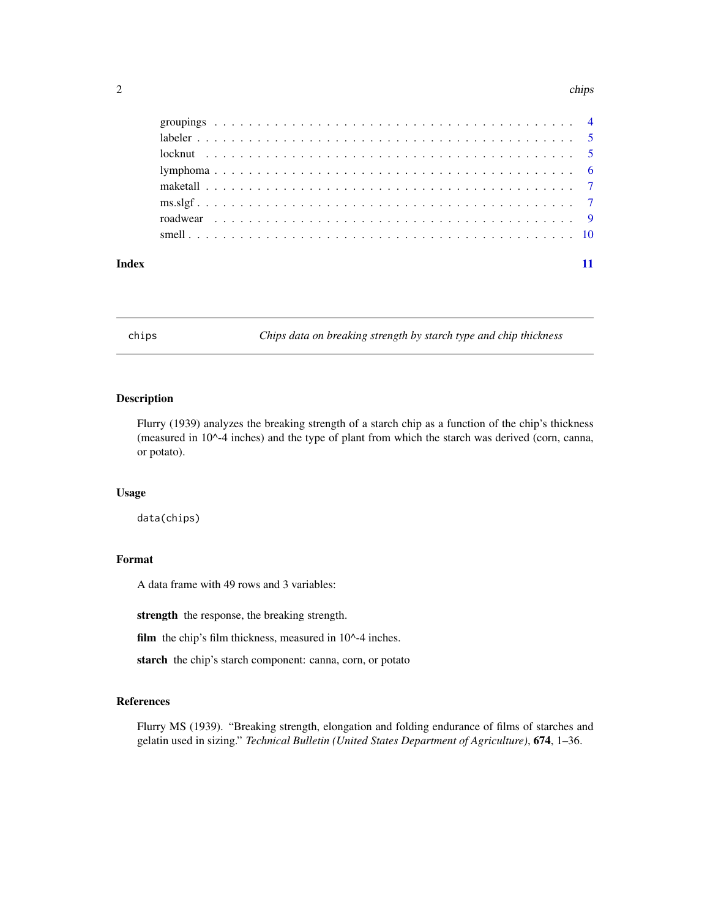groupings . . . . . . . . . . . . . . . . . . . . . . . . . . . . . . . . . . . . . . . 4
labeler . . . . . . . . . . . . . . . . . . . . . . . . . . . . . . . . . . . . . . . . 5
locknut . . . . . . . . . . . . . . . . . . . . . . . . . . . . . . . . . . . . . . . . 5
lymphoma . . . . . . . . . . . . . . . . . . . . . . . . . . . . . . . . . . . . . . . 6
maketall . . . . . . . . . . . . . . . . . . . . . . . . . . . . . . . . . . . . . . . 7
ms.slgf . . . . . . . . . . . . . . . . . . . . . . . . . . . . . . . . . . . . . . . . 7
roadwear . . . . . . . . . . . . . . . . . . . . . . . . . . . . . . . . . . . . . . . 9
smell . . . . . . . . . . . . . . . . . . . . . . . . . . . . . . . . . . . . . . . . . 10

**Index** **11**

---

## chips — *Chips data on breaking strength by starch type and chip thickness*

### Description

Flurry (1939) analyzes the breaking strength of a starch chip as a function of the chip's thickness (measured in 10^-4 inches) and the type of plant from which the starch was derived (corn, canna, or potato).

### Usage

```
data(chips)
```

### Format

A data frame with 49 rows and 3 variables:

**strength** the response, the breaking strength.

**film** the chip's film thickness, measured in 10^-4 inches.

**starch** the chip's starch component: canna, corn, or potato

### References

Flurry MS (1939). "Breaking strength, elongation and folding endurance of films of starches and gelatin used in sizing." *Technical Bulletin (United States Department of Agriculture)*, **674**, 1–36.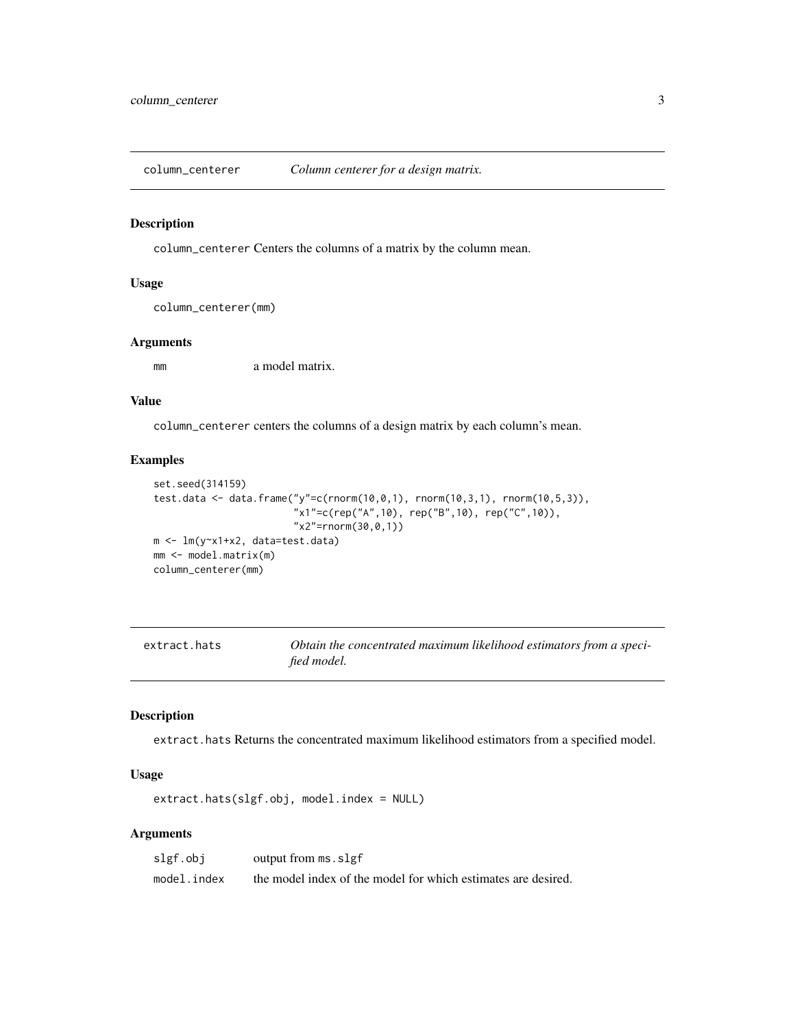## column_centerer — *Column centerer for a design matrix.*

### Description

column_centerer Centers the columns of a matrix by the column mean.

### Usage

```
column_centerer(mm)
```

### Arguments

| | |
|---|---|
| mm | a model matrix. |

### Value

column_centerer centers the columns of a design matrix by each column's mean.

### Examples

```
set.seed(314159)
test.data <- data.frame("y"=c(rnorm(10,0,1), rnorm(10,3,1), rnorm(10,5,3)),
                        "x1"=c(rep("A",10), rep("B",10), rep("C",10)),
                        "x2"=rnorm(30,0,1))
m <- lm(y~x1+x2, data=test.data)
mm <- model.matrix(m)
column_centerer(mm)
```

## extract.hats — *Obtain the concentrated maximum likelihood estimators from a specified model.*

### Description

extract.hats Returns the concentrated maximum likelihood estimators from a specified model.

### Usage

```
extract.hats(slgf.obj, model.index = NULL)
```

### Arguments

| | |
|---|---|
| slgf.obj | output from ms.slgf |
| model.index | the model index of the model for which estimates are desired. |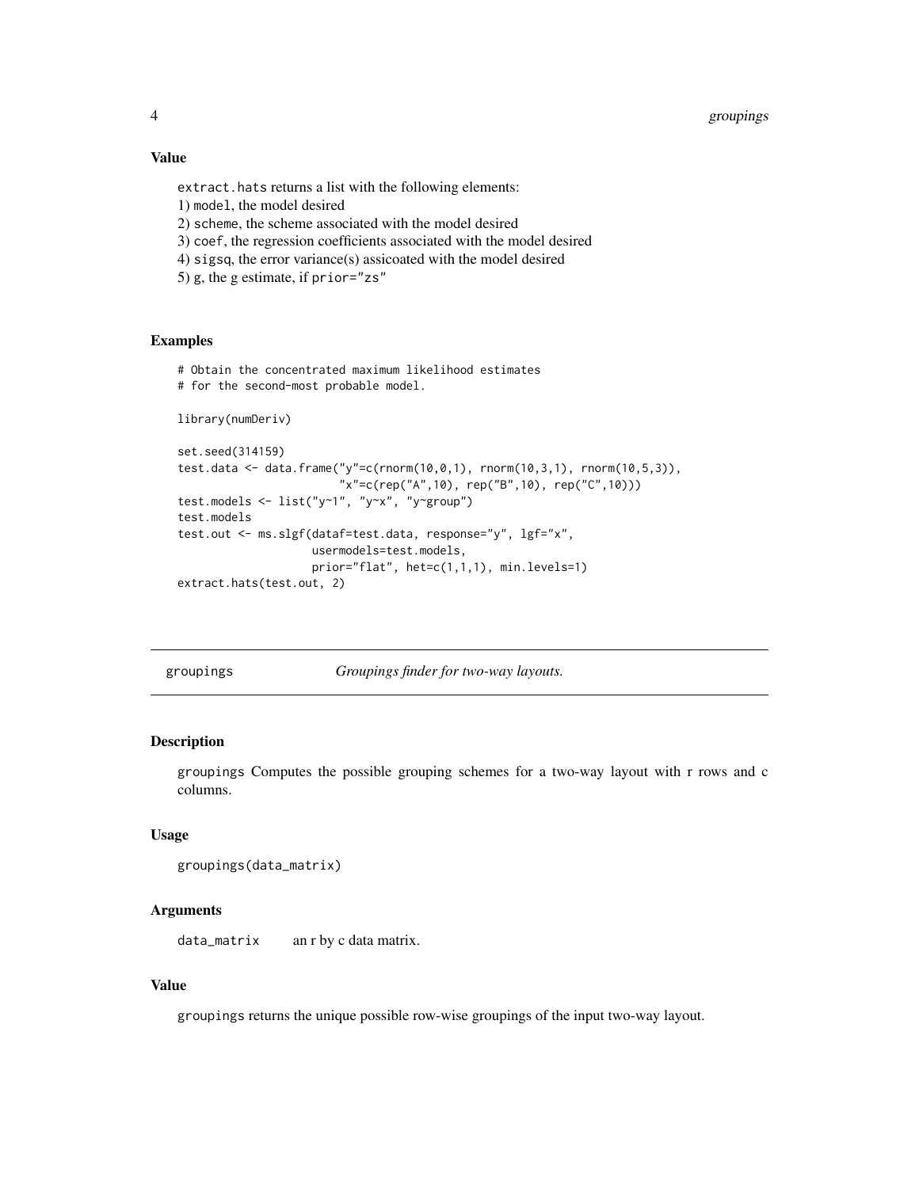### Value

extract.hats returns a list with the following elements:
1) model, the model desired
2) scheme, the scheme associated with the model desired
3) coef, the regression coefficients associated with the model desired
4) sigsq, the error variance(s) assicoated with the model desired
5) g, the g estimate, if prior="zs"

### Examples

```
# Obtain the concentrated maximum likelihood estimates
# for the second-most probable model.

library(numDeriv)

set.seed(314159)
test.data <- data.frame("y"=c(rnorm(10,0,1), rnorm(10,3,1), rnorm(10,5,3)),
                        "x"=c(rep("A",10), rep("B",10), rep("C",10)))
test.models <- list("y~1", "y~x", "y~group")
test.models
test.out <- ms.slgf(dataf=test.data, response="y", lgf="x",
                    usermodels=test.models,
                    prior="flat", het=c(1,1,1), min.levels=1)
extract.hats(test.out, 2)
```

---

## groupings    *Groupings finder for two-way layouts.*

### Description

groupings Computes the possible grouping schemes for a two-way layout with r rows and c columns.

### Usage

```
groupings(data_matrix)
```

### Arguments

| | |
|---|---|
| data_matrix | an r by c data matrix. |

### Value

groupings returns the unique possible row-wise groupings of the input two-way layout.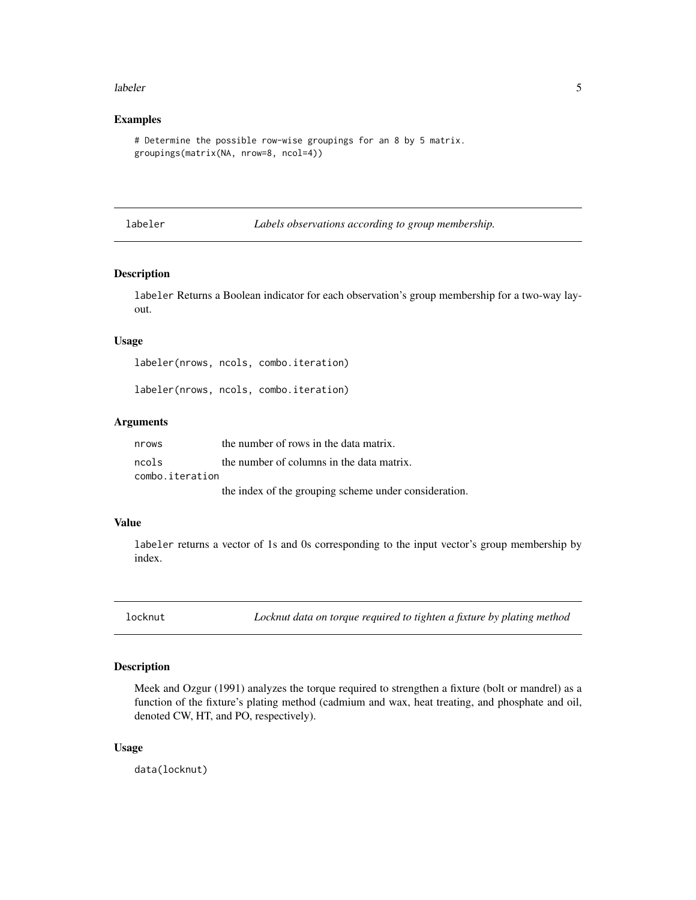### Examples

```
# Determine the possible row-wise groupings for an 8 by 5 matrix.
groupings(matrix(NA, nrow=8, ncol=4))
```

## labeler — *Labels observations according to group membership.*

### Description

labeler Returns a Boolean indicator for each observation's group membership for a two-way layout.

### Usage

```
labeler(nrows, ncols, combo.iteration)

labeler(nrows, ncols, combo.iteration)
```

### Arguments

| | |
|---|---|
| nrows | the number of rows in the data matrix. |
| ncols | the number of columns in the data matrix. |
| combo.iteration | the index of the grouping scheme under consideration. |

### Value

labeler returns a vector of 1s and 0s corresponding to the input vector's group membership by index.

## locknut — *Locknut data on torque required to tighten a fixture by plating method*

### Description

Meek and Ozgur (1991) analyzes the torque required to strengthen a fixture (bolt or mandrel) as a function of the fixture's plating method (cadmium and wax, heat treating, and phosphate and oil, denoted CW, HT, and PO, respectively).

### Usage

```
data(locknut)
```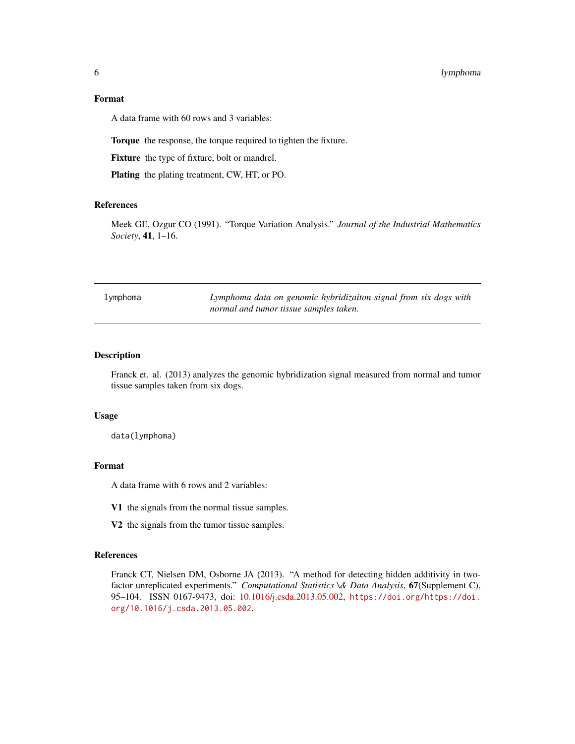### Format

A data frame with 60 rows and 3 variables:

**Torque** the response, the torque required to tighten the fixture.

**Fixture** the type of fixture, bolt or mandrel.

**Plating** the plating treatment, CW, HT, or PO.

### References

Meek GE, Ozgur CO (1991). "Torque Variation Analysis." *Journal of the Industrial Mathematics Society*, **41**, 1–16.

---

## lymphoma — *Lymphoma data on genomic hybridizaiton signal from six dogs with normal and tumor tissue samples taken.*

---

### Description

Franck et. al. (2013) analyzes the genomic hybridization signal measured from normal and tumor tissue samples taken from six dogs.

### Usage

```
data(lymphoma)
```

### Format

A data frame with 6 rows and 2 variables:

**V1** the signals from the normal tissue samples.

**V2** the signals from the tumor tissue samples.

### References

Franck CT, Nielsen DM, Osborne JA (2013). "A method for detecting hidden additivity in two-factor unreplicated experiments." *Computational Statistics \& Data Analysis*, **67**(Supplement C), 95–104. ISSN 0167-9473, doi: 10.1016/j.csda.2013.05.002, `https://doi.org/https://doi.org/10.1016/j.csda.2013.05.002`.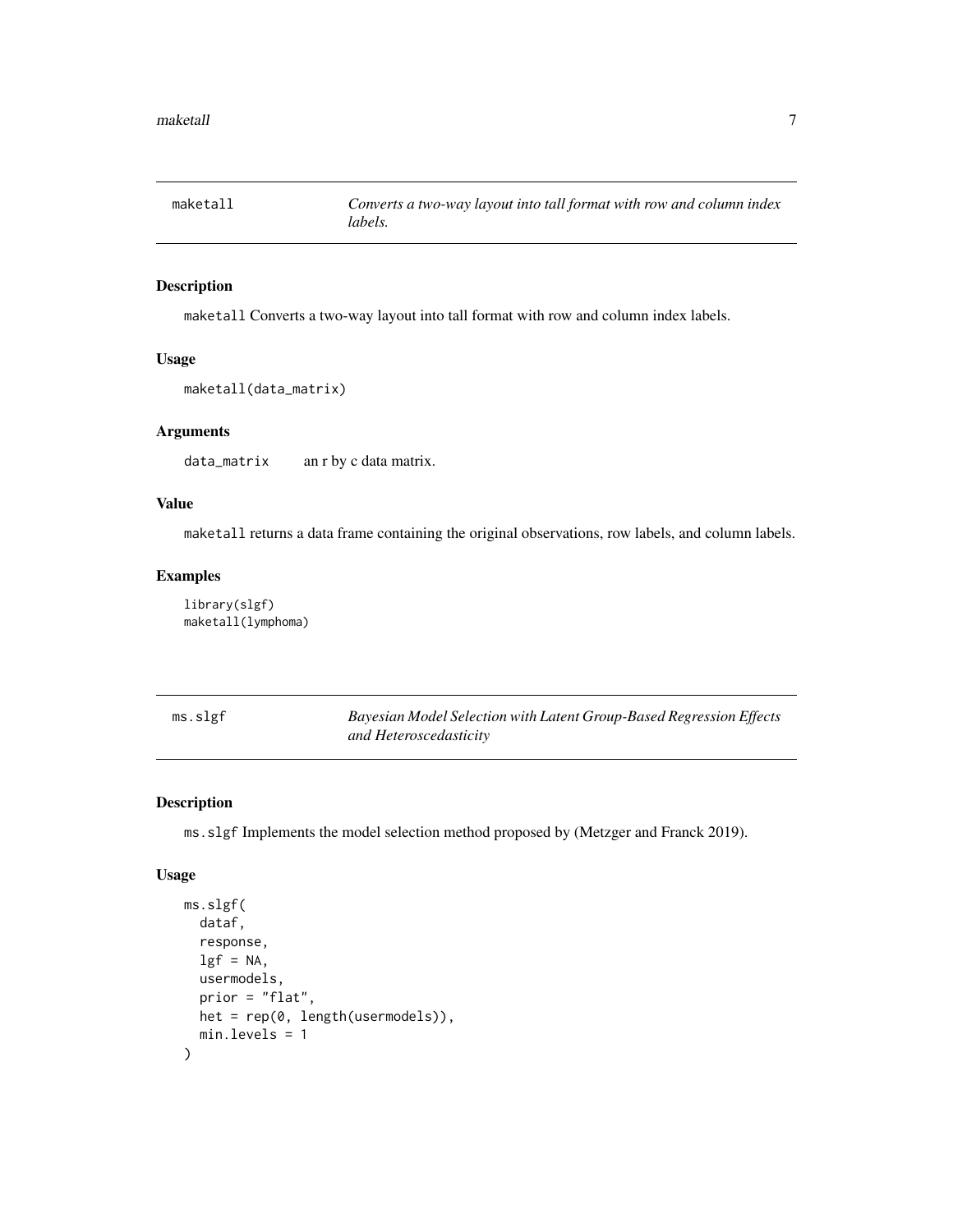## maketall

*Converts a two-way layout into tall format with row and column index labels.*

### Description

maketall Converts a two-way layout into tall format with row and column index labels.

### Usage

```
maketall(data_matrix)
```

### Arguments

data_matrix    an r by c data matrix.

### Value

maketall returns a data frame containing the original observations, row labels, and column labels.

### Examples

```
library(slgf)
maketall(lymphoma)
```

## ms.slgf

*Bayesian Model Selection with Latent Group-Based Regression Effects and Heteroscedasticity*

### Description

ms.slgf Implements the model selection method proposed by (Metzger and Franck 2019).

### Usage

```
ms.slgf(
  dataf,
  response,
  lgf = NA,
  usermodels,
  prior = "flat",
  het = rep(0, length(usermodels)),
  min.levels = 1
)
```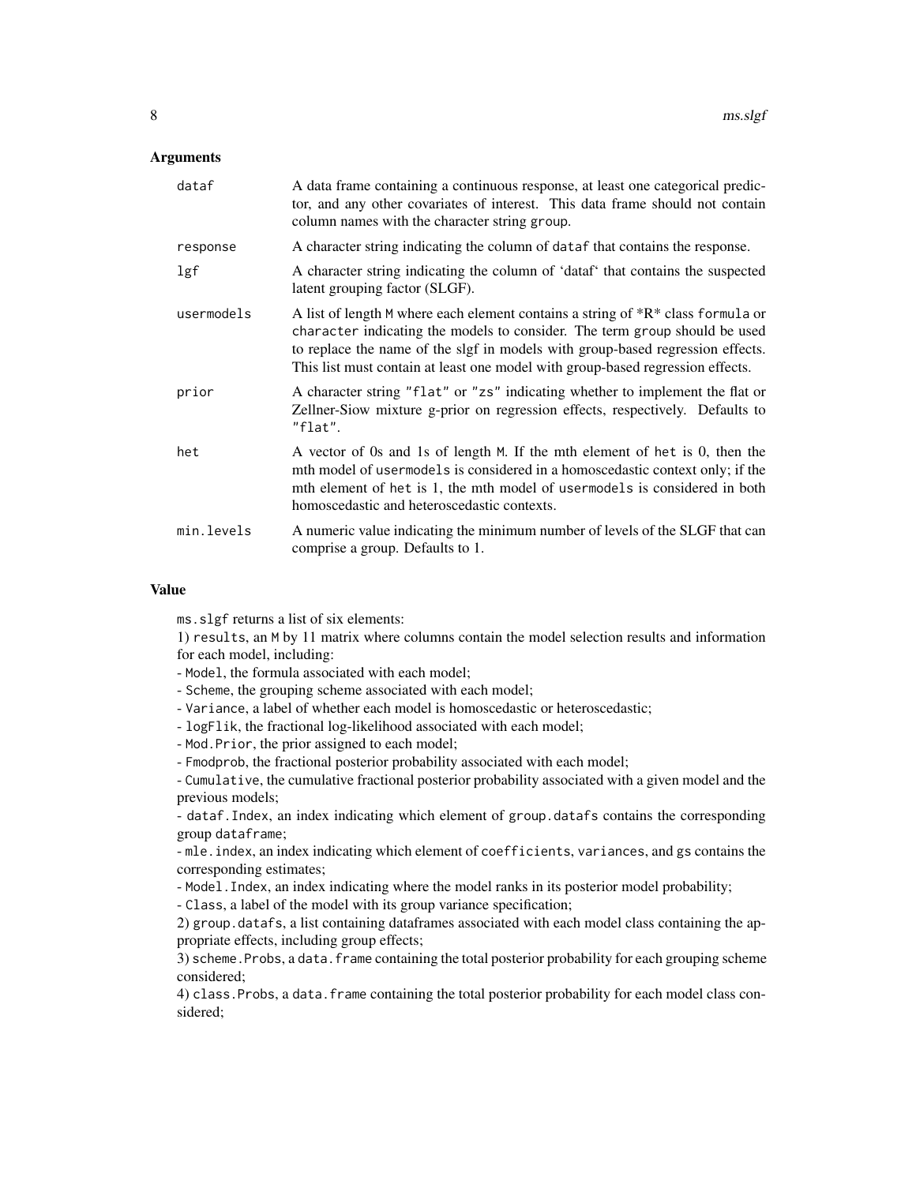## Arguments

| | |
|---|---|
| `dataf` | A data frame containing a continuous response, at least one categorical predictor, and any other covariates of interest. This data frame should not contain column names with the character string `group`. |
| `response` | A character string indicating the column of `dataf` that contains the response. |
| `lgf` | A character string indicating the column of 'dataf' that contains the suspected latent grouping factor (SLGF). |
| `usermodels` | A list of length `M` where each element contains a string of *R* class `formula` or `character` indicating the models to consider. The term `group` should be used to replace the name of the slgf in models with group-based regression effects. This list must contain at least one model with group-based regression effects. |
| `prior` | A character string `"flat"` or `"zs"` indicating whether to implement the flat or Zellner-Siow mixture g-prior on regression effects, respectively. Defaults to `"flat"`. |
| `het` | A vector of 0s and 1s of length `M`. If the mth element of `het` is 0, then the mth model of `usermodels` is considered in a homoscedastic context only; if the mth element of `het` is 1, the mth model of `usermodels` is considered in both homoscedastic and heteroscedastic contexts. |
| `min.levels` | A numeric value indicating the minimum number of levels of the SLGF that can comprise a group. Defaults to 1. |

## Value

`ms.slgf` returns a list of six elements:

1) `results`, an `M` by 11 matrix where columns contain the model selection results and information for each model, including:

- `Model`, the formula associated with each model;
- `Scheme`, the grouping scheme associated with each model;
- `Variance`, a label of whether each model is homoscedastic or heteroscedastic;
- `logFlik`, the fractional log-likelihood associated with each model;
- `Mod.Prior`, the prior assigned to each model;
- `Fmodprob`, the fractional posterior probability associated with each model;
- `Cumulative`, the cumulative fractional posterior probability associated with a given model and the previous models;
- `dataf.Index`, an index indicating which element of `group.datafs` contains the corresponding group `dataframe`;
- `mle.index`, an index indicating which element of `coefficients`, `variances`, and `gs` contains the corresponding estimates;
- `Model.Index`, an index indicating where the model ranks in its posterior model probability;
- `Class`, a label of the model with its group variance specification;

2) `group.datafs`, a list containing dataframes associated with each model class containing the appropriate effects, including group effects;

3) `scheme.Probs`, a `data.frame` containing the total posterior probability for each grouping scheme considered;

4) `class.Probs`, a `data.frame` containing the total posterior probability for each model class considered;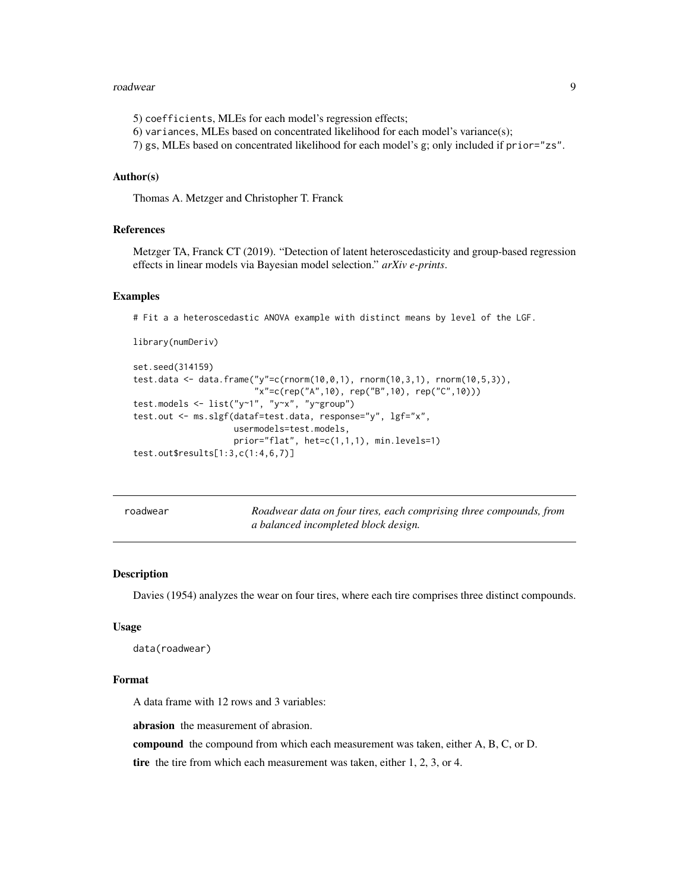5) `coefficients`, MLEs for each model's regression effects;
6) `variances`, MLEs based on concentrated likelihood for each model's variance(s);
7) `gs`, MLEs based on concentrated likelihood for each model's g; only included if `prior="zs"`.

### Author(s)

Thomas A. Metzger and Christopher T. Franck

### References

Metzger TA, Franck CT (2019). "Detection of latent heteroscedasticity and group-based regression effects in linear models via Bayesian model selection." *arXiv e-prints*.

### Examples

```
# Fit a a heteroscedastic ANOVA example with distinct means by level of the LGF.

library(numDeriv)

set.seed(314159)
test.data <- data.frame("y"=c(rnorm(10,0,1), rnorm(10,3,1), rnorm(10,5,3)),
                        "x"=c(rep("A",10), rep("B",10), rep("C",10)))
test.models <- list("y~1", "y~x", "y~group")
test.out <- ms.slgf(dataf=test.data, response="y", lgf="x",
                    usermodels=test.models,
                    prior="flat", het=c(1,1,1), min.levels=1)
test.out$results[1:3,c(1:4,6,7)]
```

---

## roadwear — *Roadwear data on four tires, each comprising three compounds, from a balanced incompleted block design.*

### Description

Davies (1954) analyzes the wear on four tires, where each tire comprises three distinct compounds.

### Usage

```
data(roadwear)
```

### Format

A data frame with 12 rows and 3 variables:

**abrasion** the measurement of abrasion.

**compound** the compound from which each measurement was taken, either A, B, C, or D.

**tire** the tire from which each measurement was taken, either 1, 2, 3, or 4.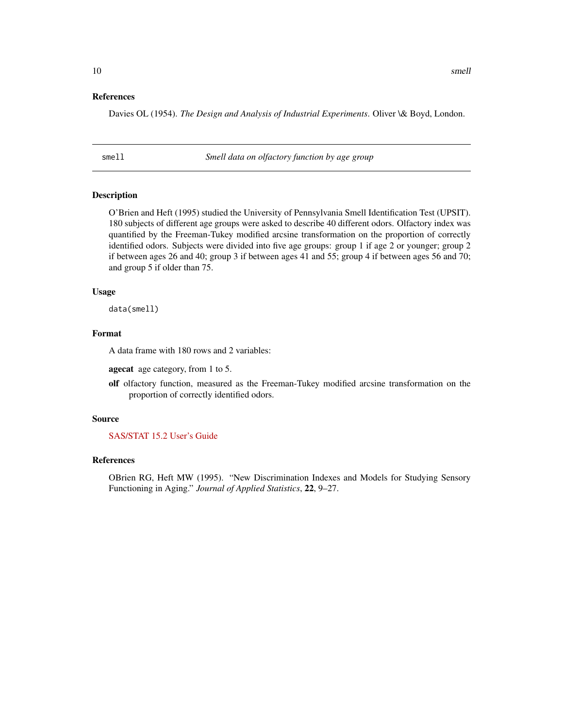### References

Davies OL (1954). *The Design and Analysis of Industrial Experiments*. Oliver \& Boyd, London.

---

## smell — *Smell data on olfactory function by age group*

---

### Description

O'Brien and Heft (1995) studied the University of Pennsylvania Smell Identification Test (UPSIT). 180 subjects of different age groups were asked to describe 40 different odors. Olfactory index was quantified by the Freeman-Tukey modified arcsine transformation on the proportion of correctly identified odors. Subjects were divided into five age groups: group 1 if age 2 or younger; group 2 if between ages 26 and 40; group 3 if between ages 41 and 55; group 4 if between ages 56 and 70; and group 5 if older than 75.

### Usage

```
data(smell)
```

### Format

A data frame with 180 rows and 2 variables:

**agecat** age category, from 1 to 5.

**olf** olfactory function, measured as the Freeman-Tukey modified arcsine transformation on the proportion of correctly identified odors.

### Source

SAS/STAT 15.2 User's Guide

### References

OBrien RG, Heft MW (1995). "New Discrimination Indexes and Models for Studying Sensory Functioning in Aging." *Journal of Applied Statistics*, **22**, 9–27.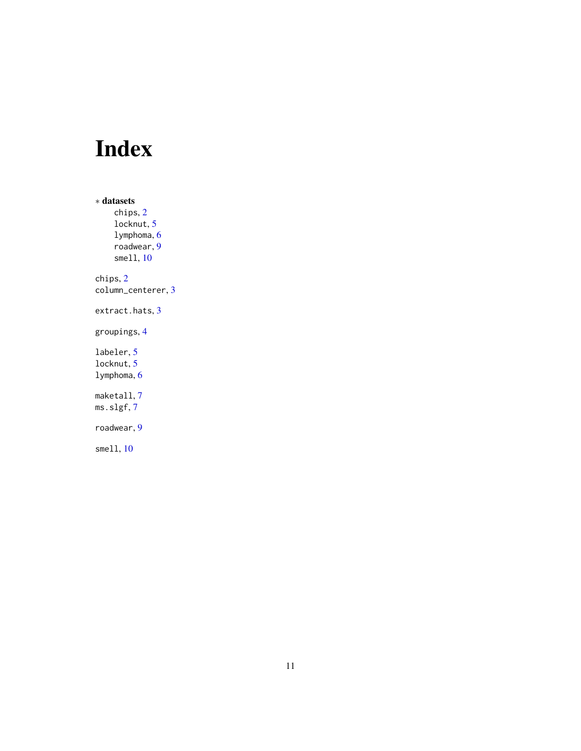# Index

∗ **datasets**
  - chips, 2
  - locknut, 5
  - lymphoma, 6
  - roadwear, 9
  - smell, 10

chips, 2
column_centerer, 3

extract.hats, 3

groupings, 4

labeler, 5
locknut, 5
lymphoma, 6

maketall, 7
ms.slgf, 7

roadwear, 9

smell, 10